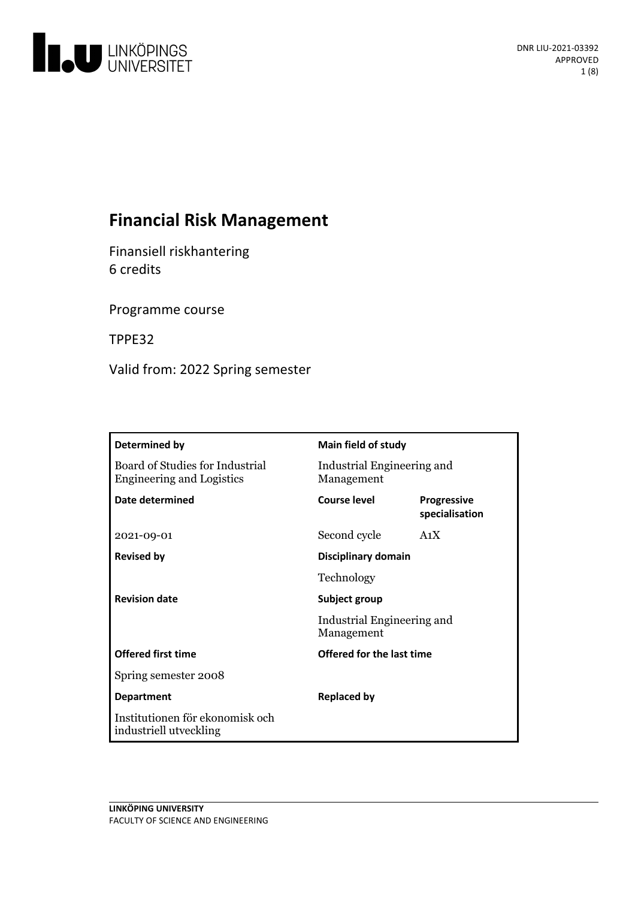DNR LIU-2021-03392
APPROVED

# Financial Risk Management

Finansiell riskhantering
6 credits

Programme course

TPPE32

Valid from: 2022 Spring semester

| Determined by | Main field of study | |
|---|---|---|
| Board of Studies for Industrial Engineering and Logistics | Industrial Engineering and Management | |
| **Date determined** | **Course level** | **Progressive specialisation** |
| 2021-09-01 | Second cycle | A1X |
| **Revised by** | **Disciplinary domain** | |
| | Technology | |
| **Revision date** | **Subject group** | |
| | Industrial Engineering and Management | |
| **Offered first time** | **Offered for the last time** | |
| Spring semester 2008 | | |
| **Department** | **Replaced by** | |
| Institutionen för ekonomisk och industriell utveckling | | |

**LINKÖPING UNIVERSITY**
FACULTY OF SCIENCE AND ENGINEERING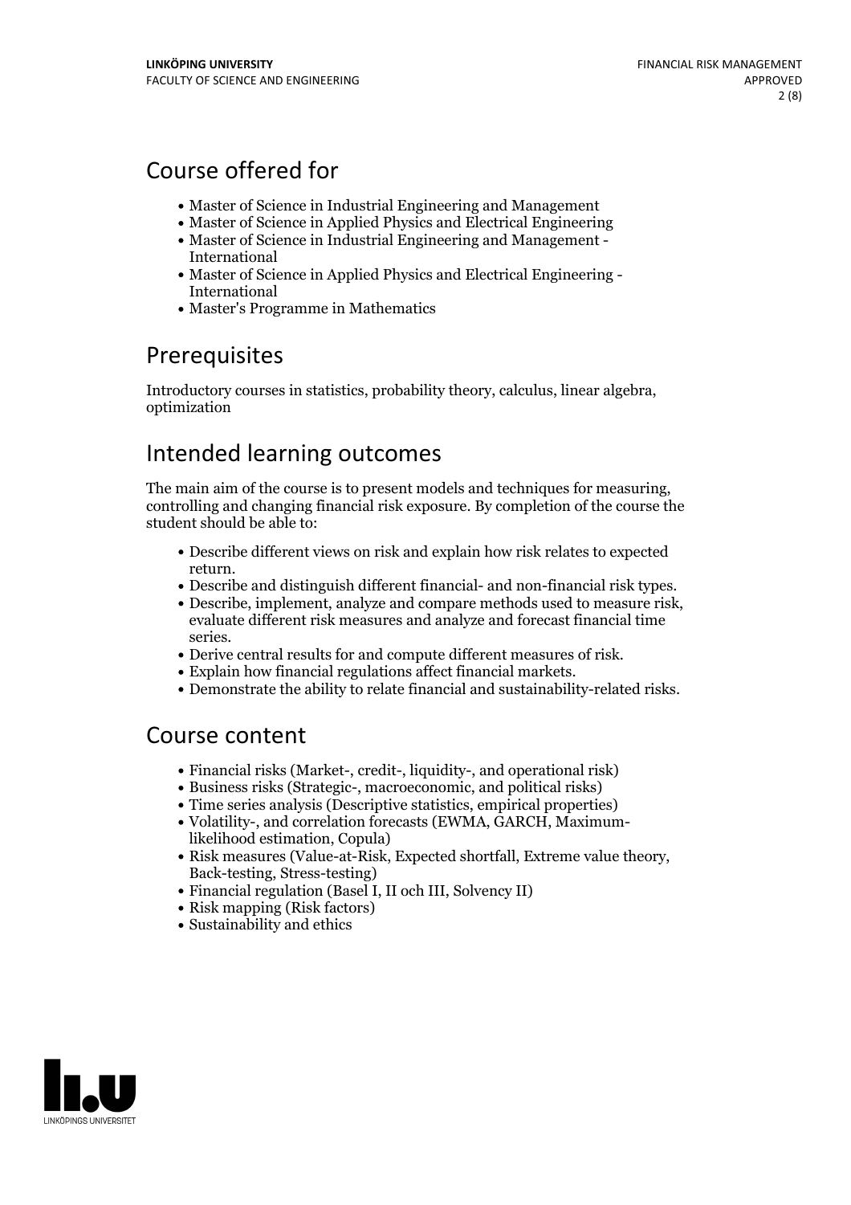## Course offered for

- Master of Science in Industrial Engineering and Management
- Master of Science in Applied Physics and Electrical Engineering
- Master of Science in Industrial Engineering and Management - International
- Master of Science in Applied Physics and Electrical Engineering - International
- Master's Programme in Mathematics

## Prerequisites

Introductory courses in statistics, probability theory, calculus, linear algebra, optimization

## Intended learning outcomes

The main aim of the course is to present models and techniques for measuring, controlling and changing financial risk exposure. By completion of the course the student should be able to:

- Describe different views on risk and explain how risk relates to expected return.
- Describe and distinguish different financial- and non-financial risk types.
- Describe, implement, analyze and compare methods used to measure risk, evaluate different risk measures and analyze and forecast financial time series.
- Derive central results for and compute different measures of risk.
- Explain how financial regulations affect financial markets.
- Demonstrate the ability to relate financial and sustainability-related risks.

## Course content

- Financial risks (Market-, credit-, liquidity-, and operational risk)
- Business risks (Strategic-, macroeconomic, and political risks)
- Time series analysis (Descriptive statistics, empirical properties)
- Volatility-, and correlation forecasts (EWMA, GARCH, Maximum-likelihood estimation, Copula)
- Risk measures (Value-at-Risk, Expected shortfall, Extreme value theory, Back-testing, Stress-testing)
- Financial regulation (Basel I, II och III, Solvency II)
- Risk mapping (Risk factors)
- Sustainability and ethics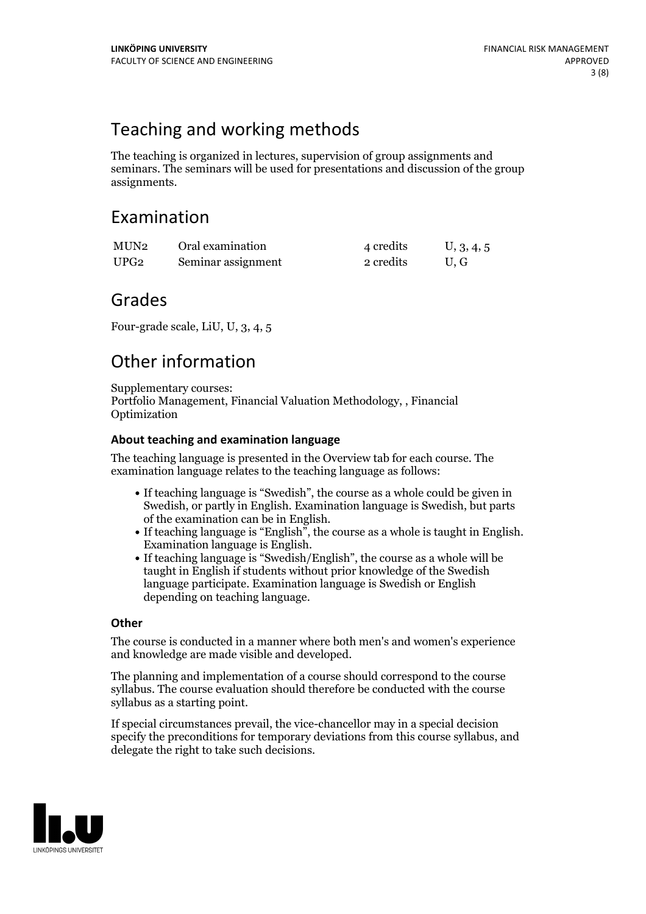# Teaching and working methods

The teaching is organized in lectures, supervision of group assignments and seminars. The seminars will be used for presentations and discussion of the group assignments.

# Examination

| | | | |
|---|---|---|---|
| MUN2 | Oral examination | 4 credits | U, 3, 4, 5 |
| UPG2 | Seminar assignment | 2 credits | U, G |

# Grades

Four-grade scale, LiU, U, 3, 4, 5

# Other information

Supplementary courses:
Portfolio Management, Financial Valuation Methodology, , Financial Optimization

### About teaching and examination language

The teaching language is presented in the Overview tab for each course. The examination language relates to the teaching language as follows:

- If teaching language is "Swedish", the course as a whole could be given in Swedish, or partly in English. Examination language is Swedish, but parts of the examination can be in English.
- If teaching language is "English", the course as a whole is taught in English. Examination language is English.
- If teaching language is "Swedish/English", the course as a whole will be taught in English if students without prior knowledge of the Swedish language participate. Examination language is Swedish or English depending on teaching language.

### Other

The course is conducted in a manner where both men's and women's experience and knowledge are made visible and developed.

The planning and implementation of a course should correspond to the course syllabus. The course evaluation should therefore be conducted with the course syllabus as a starting point.

If special circumstances prevail, the vice-chancellor may in a special decision specify the preconditions for temporary deviations from this course syllabus, and delegate the right to take such decisions.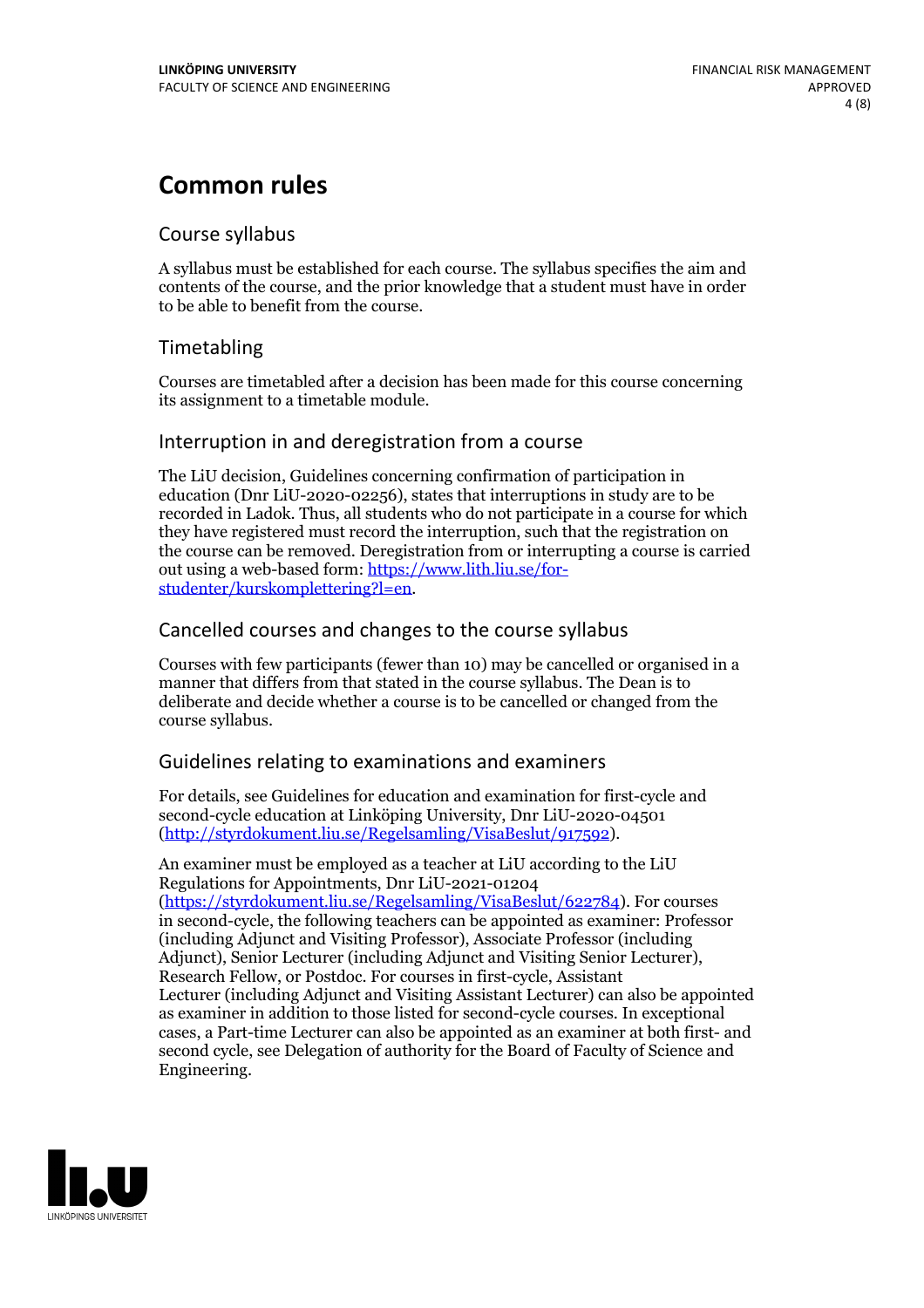# Common rules

## Course syllabus

A syllabus must be established for each course. The syllabus specifies the aim and contents of the course, and the prior knowledge that a student must have in order to be able to benefit from the course.

## Timetabling

Courses are timetabled after a decision has been made for this course concerning its assignment to a timetable module.

## Interruption in and deregistration from a course

The LiU decision, Guidelines concerning confirmation of participation in education (Dnr LiU-2020-02256), states that interruptions in study are to be recorded in Ladok. Thus, all students who do not participate in a course for which they have registered must record the interruption, such that the registration on the course can be removed. Deregistration from or interrupting a course is carried out using a web-based form: https://www.lith.liu.se/for-studenter/kurskomplettering?l=en.

## Cancelled courses and changes to the course syllabus

Courses with few participants (fewer than 10) may be cancelled or organised in a manner that differs from that stated in the course syllabus. The Dean is to deliberate and decide whether a course is to be cancelled or changed from the course syllabus.

## Guidelines relating to examinations and examiners

For details, see Guidelines for education and examination for first-cycle and second-cycle education at Linköping University, Dnr LiU-2020-04501 (http://styrdokument.liu.se/Regelsamling/VisaBeslut/917592).

An examiner must be employed as a teacher at LiU according to the LiU Regulations for Appointments, Dnr LiU-2021-01204 (https://styrdokument.liu.se/Regelsamling/VisaBeslut/622784). For courses in second-cycle, the following teachers can be appointed as examiner: Professor (including Adjunct and Visiting Professor), Associate Professor (including Adjunct), Senior Lecturer (including Adjunct and Visiting Senior Lecturer), Research Fellow, or Postdoc. For courses in first-cycle, Assistant Lecturer (including Adjunct and Visiting Assistant Lecturer) can also be appointed as examiner in addition to those listed for second-cycle courses. In exceptional cases, a Part-time Lecturer can also be appointed as an examiner at both first- and second cycle, see Delegation of authority for the Board of Faculty of Science and Engineering.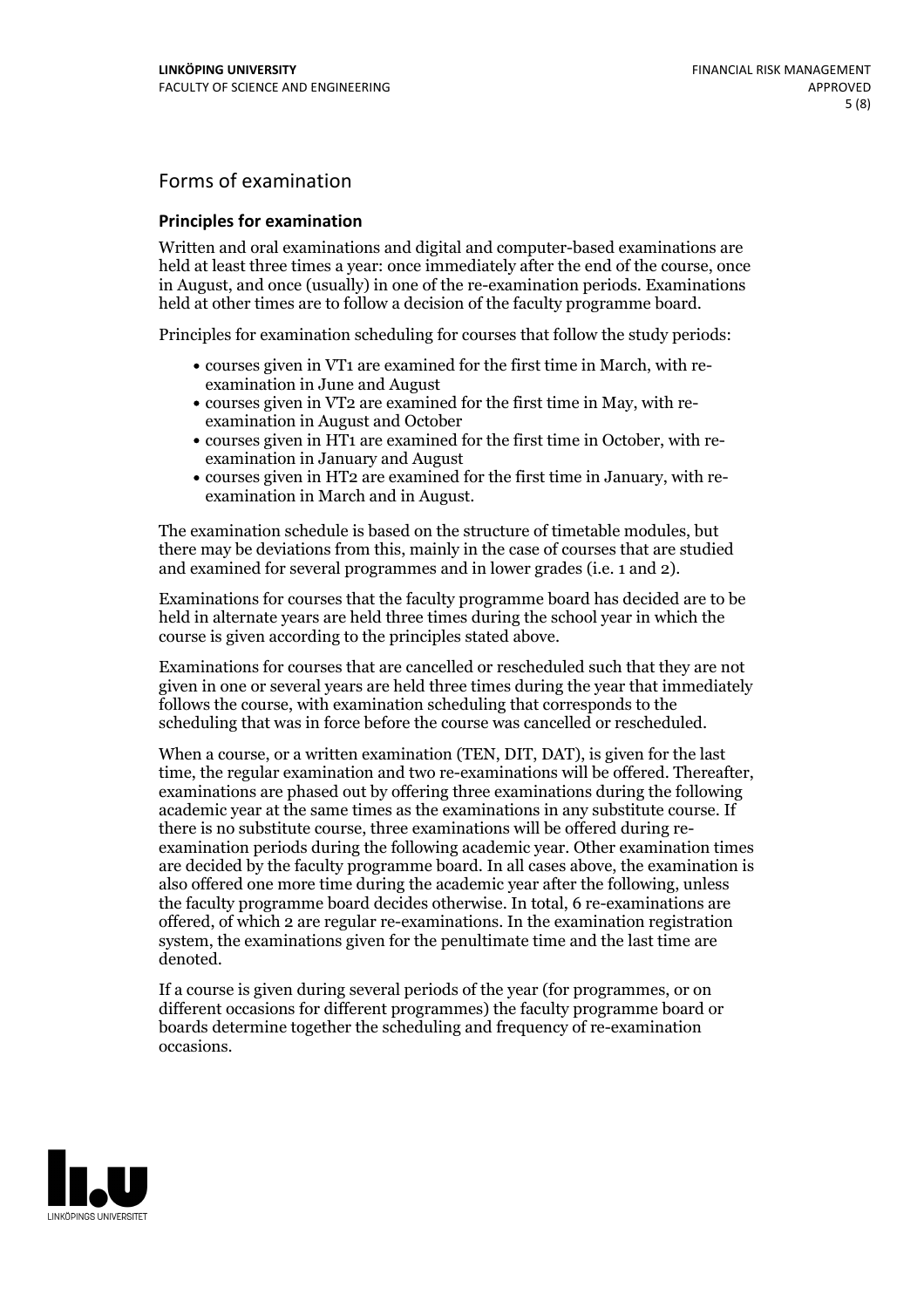## Forms of examination

### Principles for examination

Written and oral examinations and digital and computer-based examinations are held at least three times a year: once immediately after the end of the course, once in August, and once (usually) in one of the re-examination periods. Examinations held at other times are to follow a decision of the faculty programme board.

Principles for examination scheduling for courses that follow the study periods:

- courses given in VT1 are examined for the first time in March, with re-examination in June and August
- courses given in VT2 are examined for the first time in May, with re-examination in August and October
- courses given in HT1 are examined for the first time in October, with re-examination in January and August
- courses given in HT2 are examined for the first time in January, with re-examination in March and in August.

The examination schedule is based on the structure of timetable modules, but there may be deviations from this, mainly in the case of courses that are studied and examined for several programmes and in lower grades (i.e. 1 and 2).

Examinations for courses that the faculty programme board has decided are to be held in alternate years are held three times during the school year in which the course is given according to the principles stated above.

Examinations for courses that are cancelled or rescheduled such that they are not given in one or several years are held three times during the year that immediately follows the course, with examination scheduling that corresponds to the scheduling that was in force before the course was cancelled or rescheduled.

When a course, or a written examination (TEN, DIT, DAT), is given for the last time, the regular examination and two re-examinations will be offered. Thereafter, examinations are phased out by offering three examinations during the following academic year at the same times as the examinations in any substitute course. If there is no substitute course, three examinations will be offered during re-examination periods during the following academic year. Other examination times are decided by the faculty programme board. In all cases above, the examination is also offered one more time during the academic year after the following, unless the faculty programme board decides otherwise. In total, 6 re-examinations are offered, of which 2 are regular re-examinations. In the examination registration system, the examinations given for the penultimate time and the last time are denoted.

If a course is given during several periods of the year (for programmes, or on different occasions for different programmes) the faculty programme board or boards determine together the scheduling and frequency of re-examination occasions.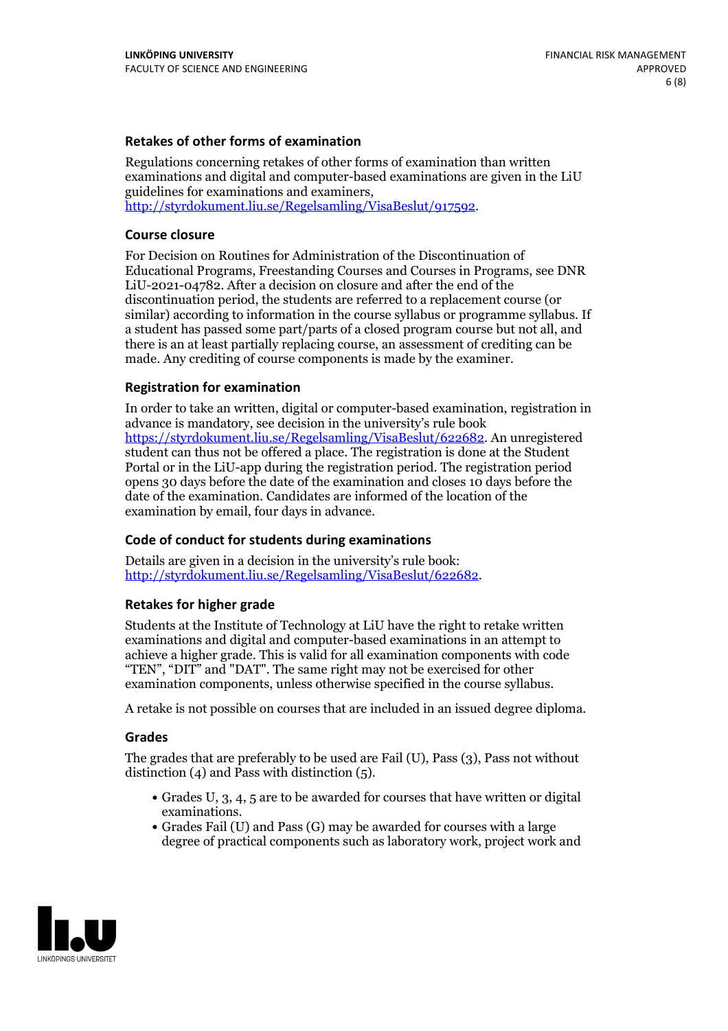### Retakes of other forms of examination

Regulations concerning retakes of other forms of examination than written examinations and digital and computer-based examinations are given in the LiU guidelines for examinations and examiners, http://styrdokument.liu.se/Regelsamling/VisaBeslut/917592.

### Course closure

For Decision on Routines for Administration of the Discontinuation of Educational Programs, Freestanding Courses and Courses in Programs, see DNR LiU-2021-04782. After a decision on closure and after the end of the discontinuation period, the students are referred to a replacement course (or similar) according to information in the course syllabus or programme syllabus. If a student has passed some part/parts of a closed program course but not all, and there is an at least partially replacing course, an assessment of crediting can be made. Any crediting of course components is made by the examiner.

### Registration for examination

In order to take an written, digital or computer-based examination, registration in advance is mandatory, see decision in the university's rule book https://styrdokument.liu.se/Regelsamling/VisaBeslut/622682. An unregistered student can thus not be offered a place. The registration is done at the Student Portal or in the LiU-app during the registration period. The registration period opens 30 days before the date of the examination and closes 10 days before the date of the examination. Candidates are informed of the location of the examination by email, four days in advance.

### Code of conduct for students during examinations

Details are given in a decision in the university's rule book: http://styrdokument.liu.se/Regelsamling/VisaBeslut/622682.

### Retakes for higher grade

Students at the Institute of Technology at LiU have the right to retake written examinations and digital and computer-based examinations in an attempt to achieve a higher grade. This is valid for all examination components with code "TEN", "DIT" and "DAT". The same right may not be exercised for other examination components, unless otherwise specified in the course syllabus.

A retake is not possible on courses that are included in an issued degree diploma.

### Grades

The grades that are preferably to be used are Fail (U), Pass (3), Pass not without distinction (4) and Pass with distinction (5).

- Grades U, 3, 4, 5 are to be awarded for courses that have written or digital examinations.
- Grades Fail (U) and Pass (G) may be awarded for courses with a large degree of practical components such as laboratory work, project work and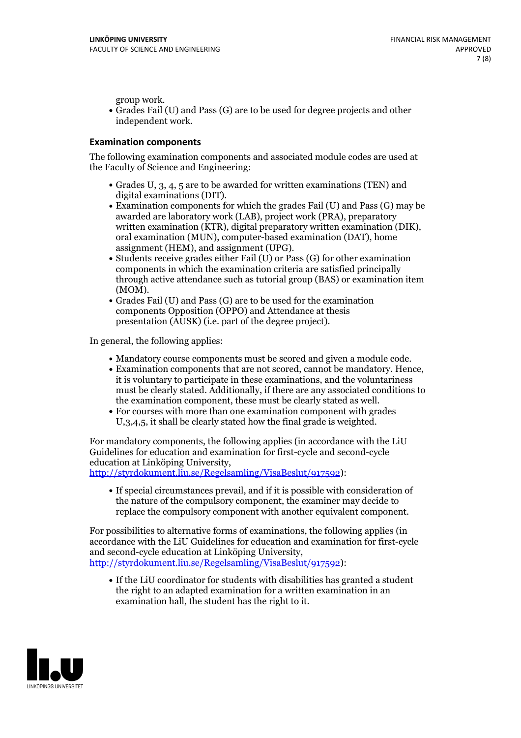group work.

- Grades Fail (U) and Pass (G) are to be used for degree projects and other independent work.

### Examination components

The following examination components and associated module codes are used at the Faculty of Science and Engineering:

- Grades U, 3, 4, 5 are to be awarded for written examinations (TEN) and digital examinations (DIT).
- Examination components for which the grades Fail (U) and Pass (G) may be awarded are laboratory work (LAB), project work (PRA), preparatory written examination (KTR), digital preparatory written examination (DIK), oral examination (MUN), computer-based examination (DAT), home assignment (HEM), and assignment (UPG).
- Students receive grades either Fail (U) or Pass (G) for other examination components in which the examination criteria are satisfied principally through active attendance such as tutorial group (BAS) or examination item (MOM).
- Grades Fail (U) and Pass (G) are to be used for the examination components Opposition (OPPO) and Attendance at thesis presentation (AUSK) (i.e. part of the degree project).

In general, the following applies:

- Mandatory course components must be scored and given a module code.
- Examination components that are not scored, cannot be mandatory. Hence, it is voluntary to participate in these examinations, and the voluntariness must be clearly stated. Additionally, if there are any associated conditions to the examination component, these must be clearly stated as well.
- For courses with more than one examination component with grades U,3,4,5, it shall be clearly stated how the final grade is weighted.

For mandatory components, the following applies (in accordance with the LiU Guidelines for education and examination for first-cycle and second-cycle education at Linköping University, [http://styrdokument.liu.se/Regelsamling/VisaBeslut/917592](http://styrdokument.liu.se/Regelsamling/VisaBeslut/917592)):

- If special circumstances prevail, and if it is possible with consideration of the nature of the compulsory component, the examiner may decide to replace the compulsory component with another equivalent component.

For possibilities to alternative forms of examinations, the following applies (in accordance with the LiU Guidelines for education and examination for first-cycle and second-cycle education at Linköping University, [http://styrdokument.liu.se/Regelsamling/VisaBeslut/917592](http://styrdokument.liu.se/Regelsamling/VisaBeslut/917592)):

- If the LiU coordinator for students with disabilities has granted a student the right to an adapted examination for a written examination in an examination hall, the student has the right to it.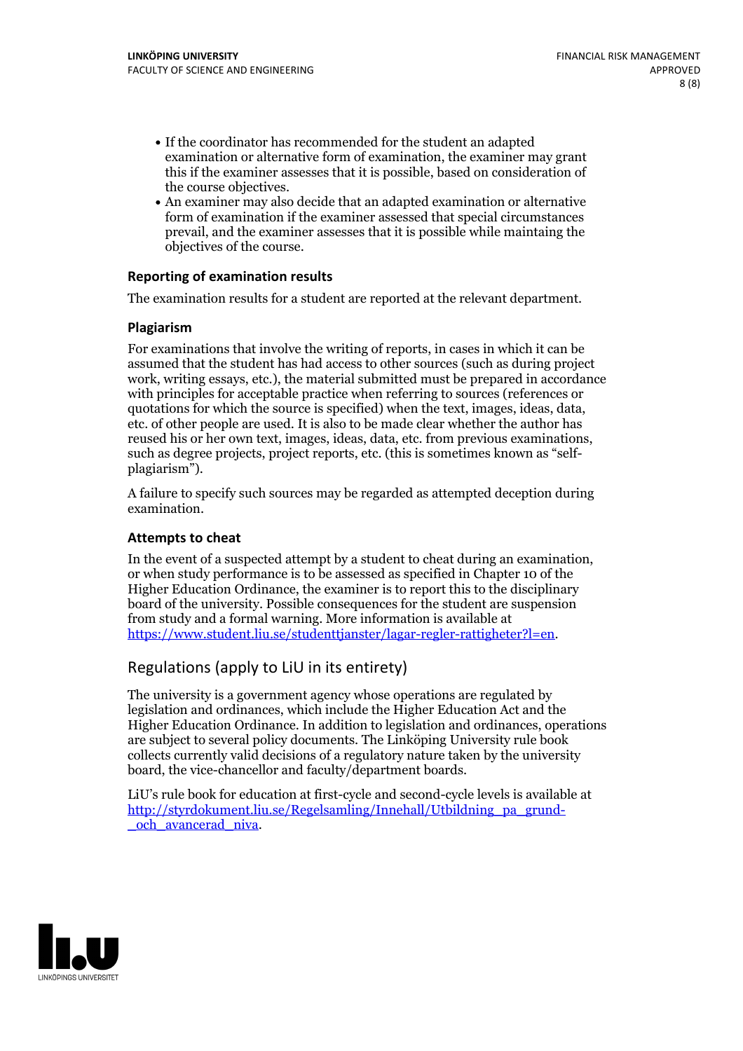- If the coordinator has recommended for the student an adapted examination or alternative form of examination, the examiner may grant this if the examiner assesses that it is possible, based on consideration of the course objectives.
- An examiner may also decide that an adapted examination or alternative form of examination if the examiner assessed that special circumstances prevail, and the examiner assesses that it is possible while maintaing the objectives of the course.

### Reporting of examination results

The examination results for a student are reported at the relevant department.

### Plagiarism

For examinations that involve the writing of reports, in cases in which it can be assumed that the student has had access to other sources (such as during project work, writing essays, etc.), the material submitted must be prepared in accordance with principles for acceptable practice when referring to sources (references or quotations for which the source is specified) when the text, images, ideas, data, etc. of other people are used. It is also to be made clear whether the author has reused his or her own text, images, ideas, data, etc. from previous examinations, such as degree projects, project reports, etc. (this is sometimes known as "self-plagiarism").

A failure to specify such sources may be regarded as attempted deception during examination.

### Attempts to cheat

In the event of a suspected attempt by a student to cheat during an examination, or when study performance is to be assessed as specified in Chapter 10 of the Higher Education Ordinance, the examiner is to report this to the disciplinary board of the university. Possible consequences for the student are suspension from study and a formal warning. More information is available at [https://www.student.liu.se/studenttjanster/lagar-regler-rattigheter?l=en](https://www.student.liu.se/studenttjanster/lagar-regler-rattigheter?l=en).

## Regulations (apply to LiU in its entirety)

The university is a government agency whose operations are regulated by legislation and ordinances, which include the Higher Education Act and the Higher Education Ordinance. In addition to legislation and ordinances, operations are subject to several policy documents. The Linköping University rule book collects currently valid decisions of a regulatory nature taken by the university board, the vice-chancellor and faculty/department boards.

LiU's rule book for education at first-cycle and second-cycle levels is available at [http://styrdokument.liu.se/Regelsamling/Innehall/Utbildning_pa_grund-_och_avancerad_niva](http://styrdokument.liu.se/Regelsamling/Innehall/Utbildning_pa_grund-_och_avancerad_niva).